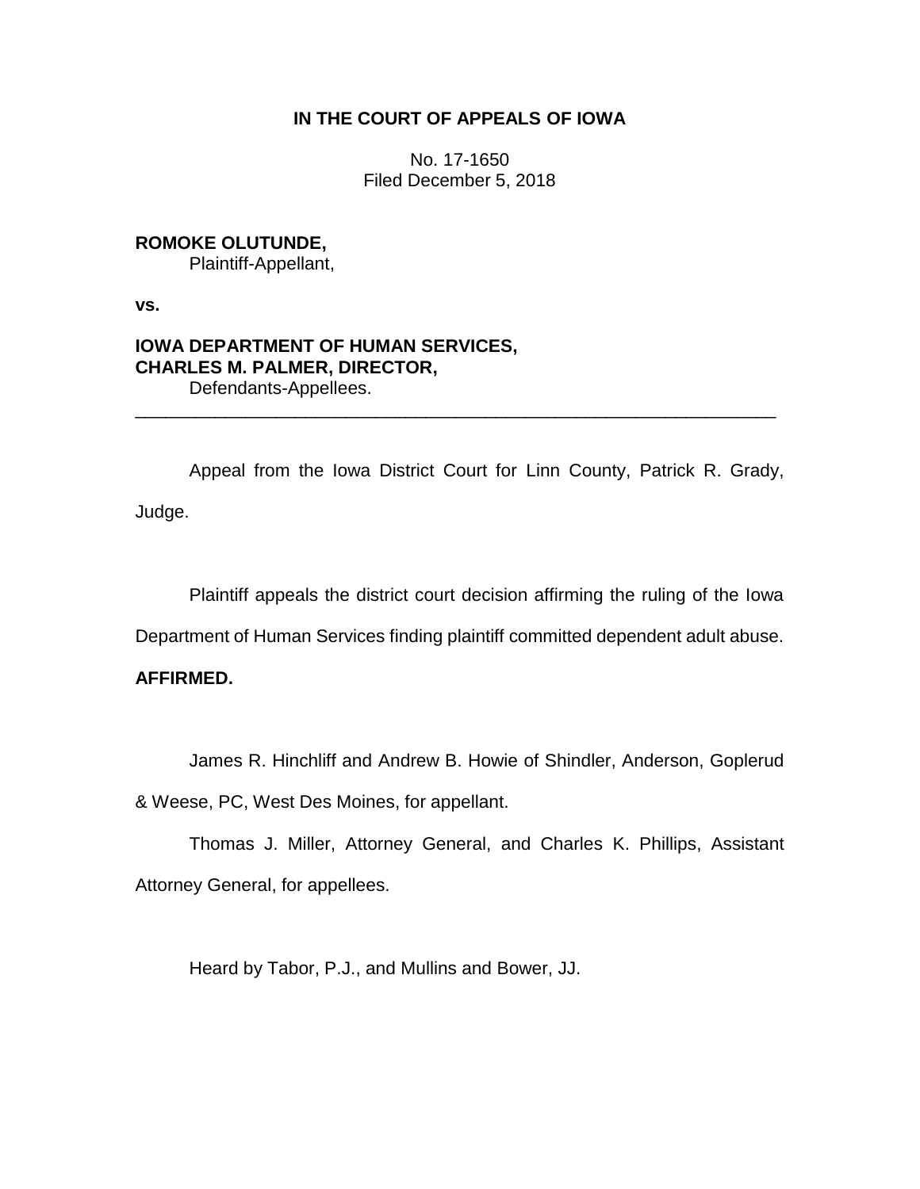**IN THE COURT OF APPEALS OF IOWA**

No. 17-1650
Filed December 5, 2018

**ROMOKE OLUTUNDE,**
Plaintiff-Appellant,

**vs.**

**IOWA DEPARTMENT OF HUMAN SERVICES,**
**CHARLES M. PALMER, DIRECTOR,**
Defendants-Appellees.

---

Appeal from the Iowa District Court for Linn County, Patrick R. Grady, Judge.

Plaintiff appeals the district court decision affirming the ruling of the Iowa Department of Human Services finding plaintiff committed dependent adult abuse. **AFFIRMED.**

James R. Hinchliff and Andrew B. Howie of Shindler, Anderson, Goplerud & Weese, PC, West Des Moines, for appellant.

Thomas J. Miller, Attorney General, and Charles K. Phillips, Assistant Attorney General, for appellees.

Heard by Tabor, P.J., and Mullins and Bower, JJ.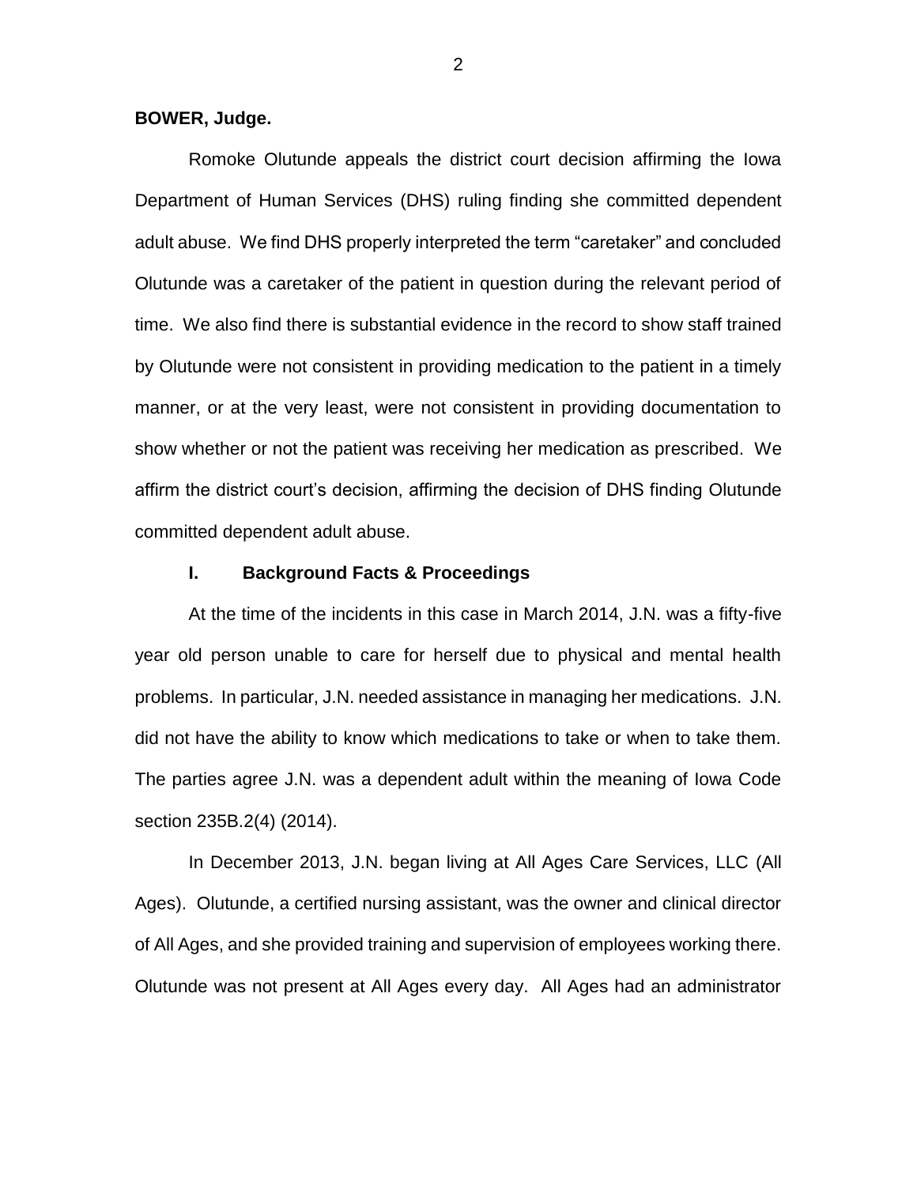**BOWER, Judge.**

Romoke Olutunde appeals the district court decision affirming the Iowa Department of Human Services (DHS) ruling finding she committed dependent adult abuse. We find DHS properly interpreted the term "caretaker" and concluded Olutunde was a caretaker of the patient in question during the relevant period of time. We also find there is substantial evidence in the record to show staff trained by Olutunde were not consistent in providing medication to the patient in a timely manner, or at the very least, were not consistent in providing documentation to show whether or not the patient was receiving her medication as prescribed. We affirm the district court's decision, affirming the decision of DHS finding Olutunde committed dependent adult abuse.

## I. Background Facts & Proceedings

At the time of the incidents in this case in March 2014, J.N. was a fifty-five year old person unable to care for herself due to physical and mental health problems. In particular, J.N. needed assistance in managing her medications. J.N. did not have the ability to know which medications to take or when to take them. The parties agree J.N. was a dependent adult within the meaning of Iowa Code section 235B.2(4) (2014).

In December 2013, J.N. began living at All Ages Care Services, LLC (All Ages). Olutunde, a certified nursing assistant, was the owner and clinical director of All Ages, and she provided training and supervision of employees working there. Olutunde was not present at All Ages every day. All Ages had an administrator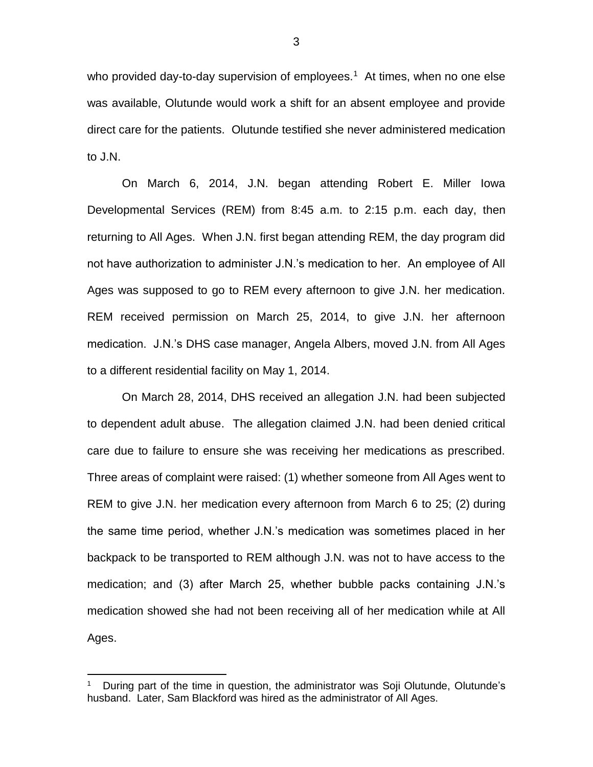who provided day-to-day supervision of employees.[1] At times, when no one else was available, Olutunde would work a shift for an absent employee and provide direct care for the patients. Olutunde testified she never administered medication to J.N.

On March 6, 2014, J.N. began attending Robert E. Miller Iowa Developmental Services (REM) from 8:45 a.m. to 2:15 p.m. each day, then returning to All Ages. When J.N. first began attending REM, the day program did not have authorization to administer J.N.'s medication to her. An employee of All Ages was supposed to go to REM every afternoon to give J.N. her medication. REM received permission on March 25, 2014, to give J.N. her afternoon medication. J.N.'s DHS case manager, Angela Albers, moved J.N. from All Ages to a different residential facility on May 1, 2014.

On March 28, 2014, DHS received an allegation J.N. had been subjected to dependent adult abuse. The allegation claimed J.N. had been denied critical care due to failure to ensure she was receiving her medications as prescribed. Three areas of complaint were raised: (1) whether someone from All Ages went to REM to give J.N. her medication every afternoon from March 6 to 25; (2) during the same time period, whether J.N.'s medication was sometimes placed in her backpack to be transported to REM although J.N. was not to have access to the medication; and (3) after March 25, whether bubble packs containing J.N.'s medication showed she had not been receiving all of her medication while at All Ages.

[1] During part of the time in question, the administrator was Soji Olutunde, Olutunde's husband. Later, Sam Blackford was hired as the administrator of All Ages.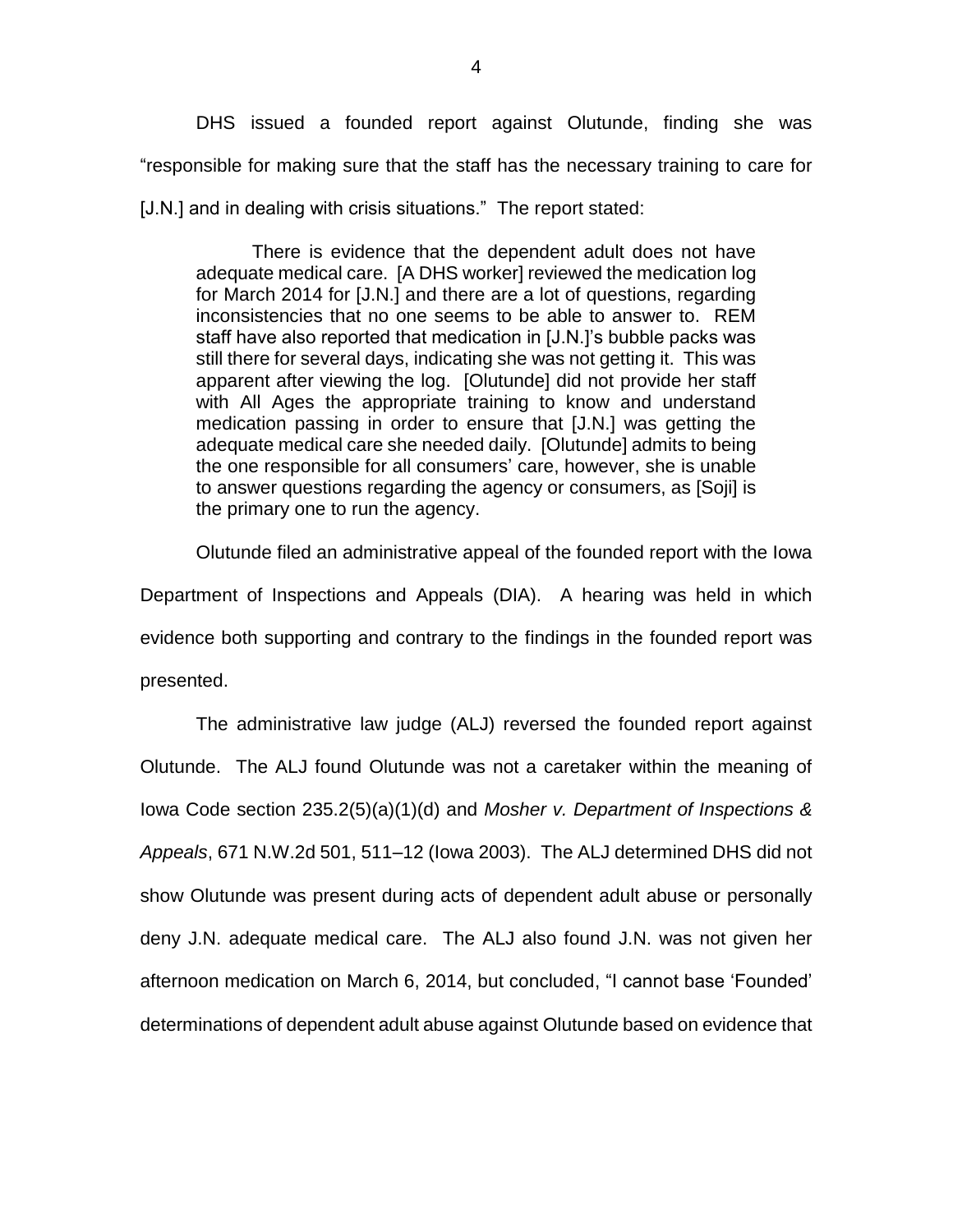DHS issued a founded report against Olutunde, finding she was "responsible for making sure that the staff has the necessary training to care for [J.N.] and in dealing with crisis situations." The report stated:

> There is evidence that the dependent adult does not have adequate medical care. [A DHS worker] reviewed the medication log for March 2014 for [J.N.] and there are a lot of questions, regarding inconsistencies that no one seems to be able to answer to. REM staff have also reported that medication in [J.N.]'s bubble packs was still there for several days, indicating she was not getting it. This was apparent after viewing the log. [Olutunde] did not provide her staff with All Ages the appropriate training to know and understand medication passing in order to ensure that [J.N.] was getting the adequate medical care she needed daily. [Olutunde] admits to being the one responsible for all consumers' care, however, she is unable to answer questions regarding the agency or consumers, as [Soji] is the primary one to run the agency.

Olutunde filed an administrative appeal of the founded report with the Iowa Department of Inspections and Appeals (DIA). A hearing was held in which evidence both supporting and contrary to the findings in the founded report was presented.

The administrative law judge (ALJ) reversed the founded report against Olutunde. The ALJ found Olutunde was not a caretaker within the meaning of Iowa Code section 235.2(5)(a)(1)(d) and *Mosher v. Department of Inspections & Appeals*, 671 N.W.2d 501, 511–12 (Iowa 2003). The ALJ determined DHS did not show Olutunde was present during acts of dependent adult abuse or personally deny J.N. adequate medical care. The ALJ also found J.N. was not given her afternoon medication on March 6, 2014, but concluded, "I cannot base 'Founded' determinations of dependent adult abuse against Olutunde based on evidence that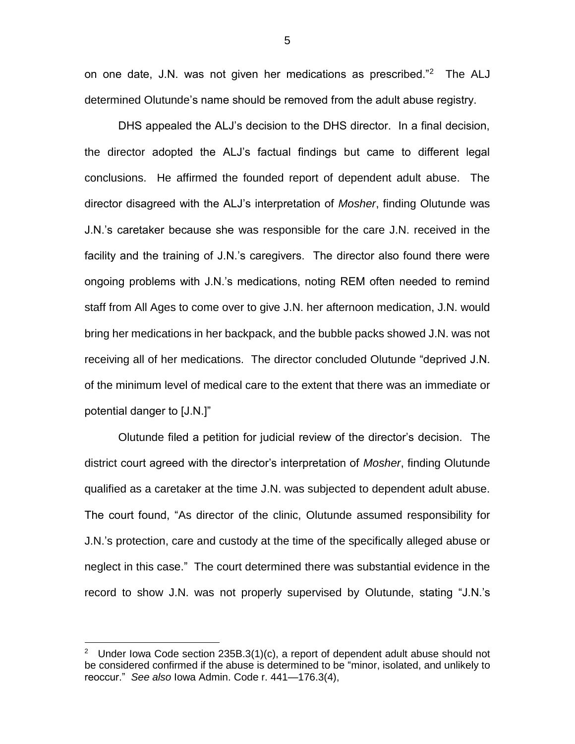on one date, J.N. was not given her medications as prescribed."[2] The ALJ determined Olutunde's name should be removed from the adult abuse registry.

DHS appealed the ALJ's decision to the DHS director. In a final decision, the director adopted the ALJ's factual findings but came to different legal conclusions. He affirmed the founded report of dependent adult abuse. The director disagreed with the ALJ's interpretation of *Mosher*, finding Olutunde was J.N.'s caretaker because she was responsible for the care J.N. received in the facility and the training of J.N.'s caregivers. The director also found there were ongoing problems with J.N.'s medications, noting REM often needed to remind staff from All Ages to come over to give J.N. her afternoon medication, J.N. would bring her medications in her backpack, and the bubble packs showed J.N. was not receiving all of her medications. The director concluded Olutunde "deprived J.N. of the minimum level of medical care to the extent that there was an immediate or potential danger to [J.N.]"

Olutunde filed a petition for judicial review of the director's decision. The district court agreed with the director's interpretation of *Mosher*, finding Olutunde qualified as a caretaker at the time J.N. was subjected to dependent adult abuse. The court found, "As director of the clinic, Olutunde assumed responsibility for J.N.'s protection, care and custody at the time of the specifically alleged abuse or neglect in this case." The court determined there was substantial evidence in the record to show J.N. was not properly supervised by Olutunde, stating "J.N.'s

---

[2] Under Iowa Code section 235B.3(1)(c), a report of dependent adult abuse should not be considered confirmed if the abuse is determined to be "minor, isolated, and unlikely to reoccur." *See also* Iowa Admin. Code r. 441—176.3(4),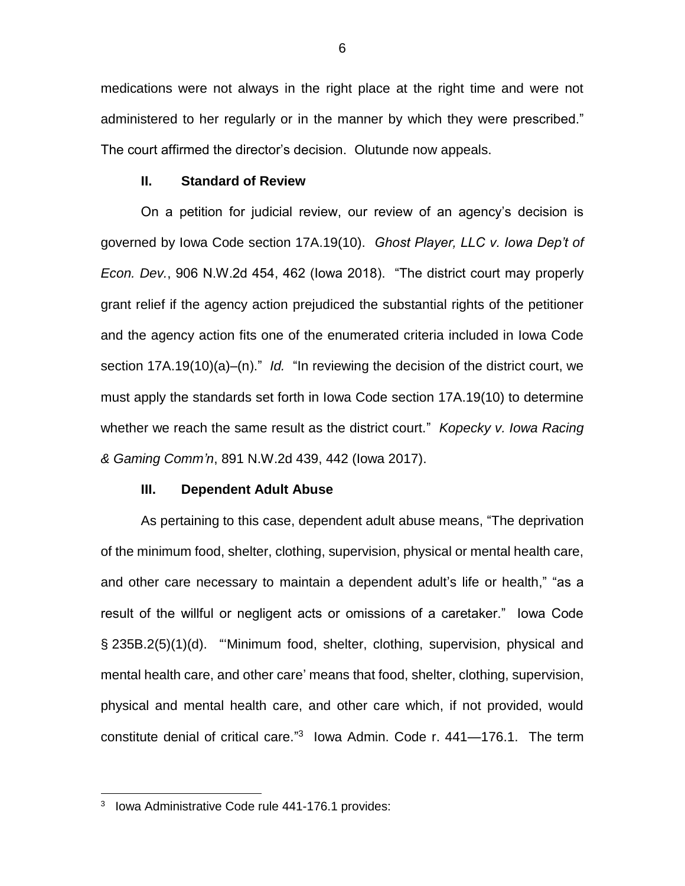medications were not always in the right place at the right time and were not administered to her regularly or in the manner by which they were prescribed." The court affirmed the director's decision. Olutunde now appeals.

## II. Standard of Review

On a petition for judicial review, our review of an agency's decision is governed by Iowa Code section 17A.19(10). *Ghost Player, LLC v. Iowa Dep't of Econ. Dev.*, 906 N.W.2d 454, 462 (Iowa 2018). "The district court may properly grant relief if the agency action prejudiced the substantial rights of the petitioner and the agency action fits one of the enumerated criteria included in Iowa Code section 17A.19(10)(a)–(n)." *Id.* "In reviewing the decision of the district court, we must apply the standards set forth in Iowa Code section 17A.19(10) to determine whether we reach the same result as the district court." *Kopecky v. Iowa Racing & Gaming Comm'n*, 891 N.W.2d 439, 442 (Iowa 2017).

## III. Dependent Adult Abuse

As pertaining to this case, dependent adult abuse means, "The deprivation of the minimum food, shelter, clothing, supervision, physical or mental health care, and other care necessary to maintain a dependent adult's life or health," "as a result of the willful or negligent acts or omissions of a caretaker." Iowa Code § 235B.2(5)(1)(d). "'Minimum food, shelter, clothing, supervision, physical and mental health care, and other care' means that food, shelter, clothing, supervision, physical and mental health care, and other care which, if not provided, would constitute denial of critical care."[3] Iowa Admin. Code r. 441—176.1. The term

[3] Iowa Administrative Code rule 441-176.1 provides: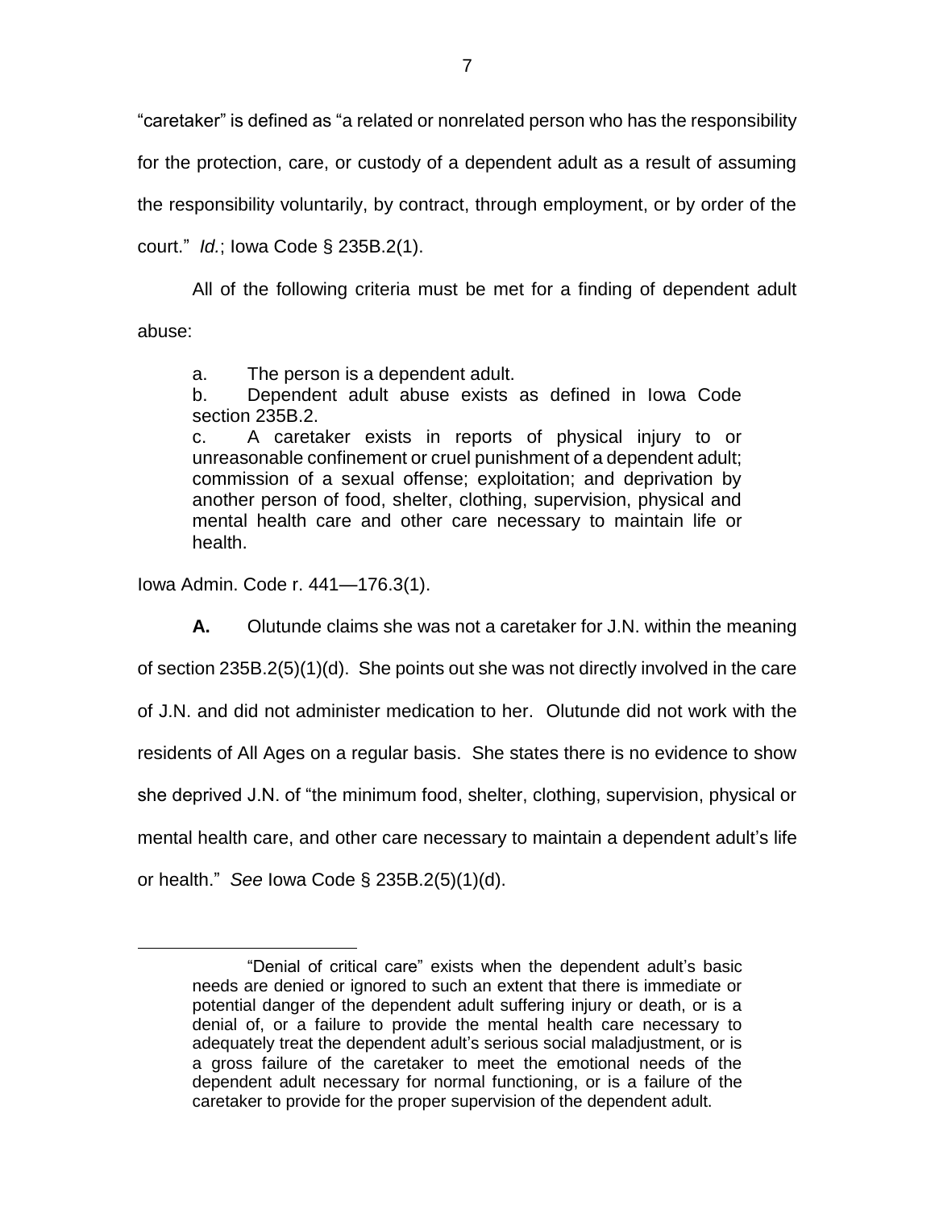"caretaker" is defined as "a related or nonrelated person who has the responsibility for the protection, care, or custody of a dependent adult as a result of assuming the responsibility voluntarily, by contract, through employment, or by order of the court." *Id.*; Iowa Code § 235B.2(1).

All of the following criteria must be met for a finding of dependent adult abuse:

> a. The person is a dependent adult.
>
> b. Dependent adult abuse exists as defined in Iowa Code section 235B.2.
>
> c. A caretaker exists in reports of physical injury to or unreasonable confinement or cruel punishment of a dependent adult; commission of a sexual offense; exploitation; and deprivation by another person of food, shelter, clothing, supervision, physical and mental health care and other care necessary to maintain life or health.

Iowa Admin. Code r. 441—176.3(1).

**A.** Olutunde claims she was not a caretaker for J.N. within the meaning of section 235B.2(5)(1)(d). She points out she was not directly involved in the care of J.N. and did not administer medication to her. Olutunde did not work with the residents of All Ages on a regular basis. She states there is no evidence to show she deprived J.N. of "the minimum food, shelter, clothing, supervision, physical or mental health care, and other care necessary to maintain a dependent adult's life or health." *See* Iowa Code § 235B.2(5)(1)(d).

---

"Denial of critical care" exists when the dependent adult's basic needs are denied or ignored to such an extent that there is immediate or potential danger of the dependent adult suffering injury or death, or is a denial of, or a failure to provide the mental health care necessary to adequately treat the dependent adult's serious social maladjustment, or is a gross failure of the caretaker to meet the emotional needs of the dependent adult necessary for normal functioning, or is a failure of the caretaker to provide for the proper supervision of the dependent adult.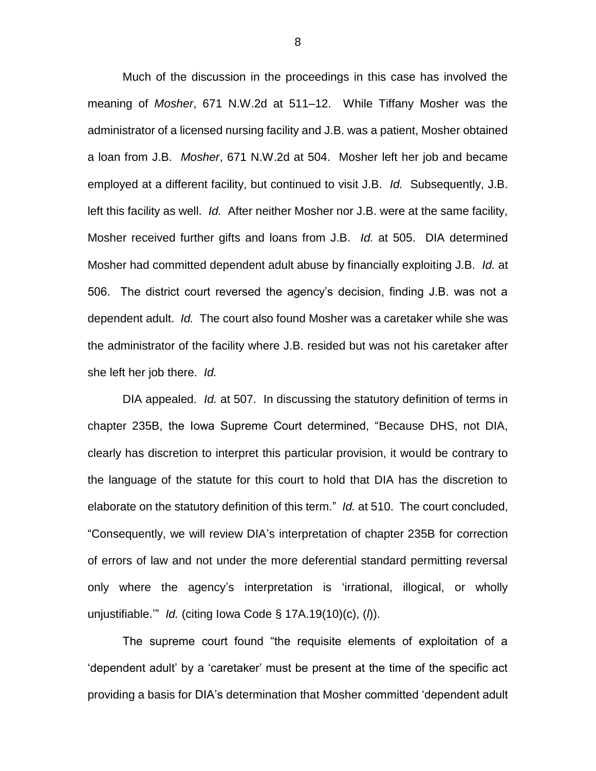Much of the discussion in the proceedings in this case has involved the meaning of *Mosher*, 671 N.W.2d at 511–12. While Tiffany Mosher was the administrator of a licensed nursing facility and J.B. was a patient, Mosher obtained a loan from J.B. *Mosher*, 671 N.W.2d at 504. Mosher left her job and became employed at a different facility, but continued to visit J.B. *Id.* Subsequently, J.B. left this facility as well. *Id.* After neither Mosher nor J.B. were at the same facility, Mosher received further gifts and loans from J.B. *Id.* at 505. DIA determined Mosher had committed dependent adult abuse by financially exploiting J.B. *Id.* at 506. The district court reversed the agency's decision, finding J.B. was not a dependent adult. *Id.* The court also found Mosher was a caretaker while she was the administrator of the facility where J.B. resided but was not his caretaker after she left her job there. *Id.*

DIA appealed. *Id.* at 507. In discussing the statutory definition of terms in chapter 235B, the Iowa Supreme Court determined, "Because DHS, not DIA, clearly has discretion to interpret this particular provision, it would be contrary to the language of the statute for this court to hold that DIA has the discretion to elaborate on the statutory definition of this term." *Id.* at 510. The court concluded, "Consequently, we will review DIA's interpretation of chapter 235B for correction of errors of law and not under the more deferential standard permitting reversal only where the agency's interpretation is 'irrational, illogical, or wholly unjustifiable.'" *Id.* (citing Iowa Code § 17A.19(10)(c), (*l*)).

The supreme court found "the requisite elements of exploitation of a 'dependent adult' by a 'caretaker' must be present at the time of the specific act providing a basis for DIA's determination that Mosher committed 'dependent adult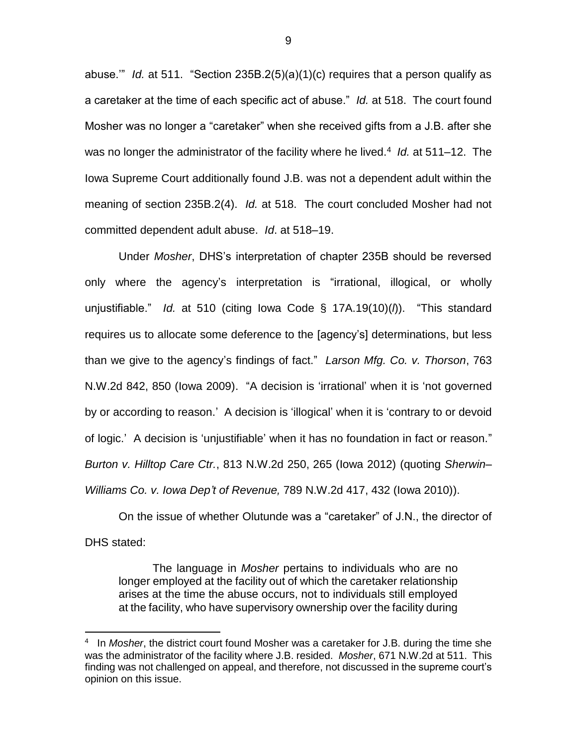abuse.'" *Id.* at 511. "Section 235B.2(5)(a)(1)(c) requires that a person qualify as a caretaker at the time of each specific act of abuse." *Id.* at 518. The court found Mosher was no longer a "caretaker" when she received gifts from a J.B. after she was no longer the administrator of the facility where he lived.[4] *Id.* at 511–12. The Iowa Supreme Court additionally found J.B. was not a dependent adult within the meaning of section 235B.2(4). *Id.* at 518. The court concluded Mosher had not committed dependent adult abuse. *Id*. at 518–19.

Under *Mosher*, DHS's interpretation of chapter 235B should be reversed only where the agency's interpretation is "irrational, illogical, or wholly unjustifiable." *Id.* at 510 (citing Iowa Code § 17A.19(10)(*l*)). "This standard requires us to allocate some deference to the [agency's] determinations, but less than we give to the agency's findings of fact." *Larson Mfg. Co. v. Thorson*, 763 N.W.2d 842, 850 (Iowa 2009). "A decision is 'irrational' when it is 'not governed by or according to reason.' A decision is 'illogical' when it is 'contrary to or devoid of logic.' A decision is 'unjustifiable' when it has no foundation in fact or reason." *Burton v. Hilltop Care Ctr.*, 813 N.W.2d 250, 265 (Iowa 2012) (quoting *Sherwin–Williams Co. v. Iowa Dep't of Revenue,* 789 N.W.2d 417, 432 (Iowa 2010)).

On the issue of whether Olutunde was a "caretaker" of J.N., the director of DHS stated:

> The language in *Mosher* pertains to individuals who are no longer employed at the facility out of which the caretaker relationship arises at the time the abuse occurs, not to individuals still employed at the facility, who have supervisory ownership over the facility during

---

[4] In *Mosher*, the district court found Mosher was a caretaker for J.B. during the time she was the administrator of the facility where J.B. resided. *Mosher*, 671 N.W.2d at 511. This finding was not challenged on appeal, and therefore, not discussed in the supreme court's opinion on this issue.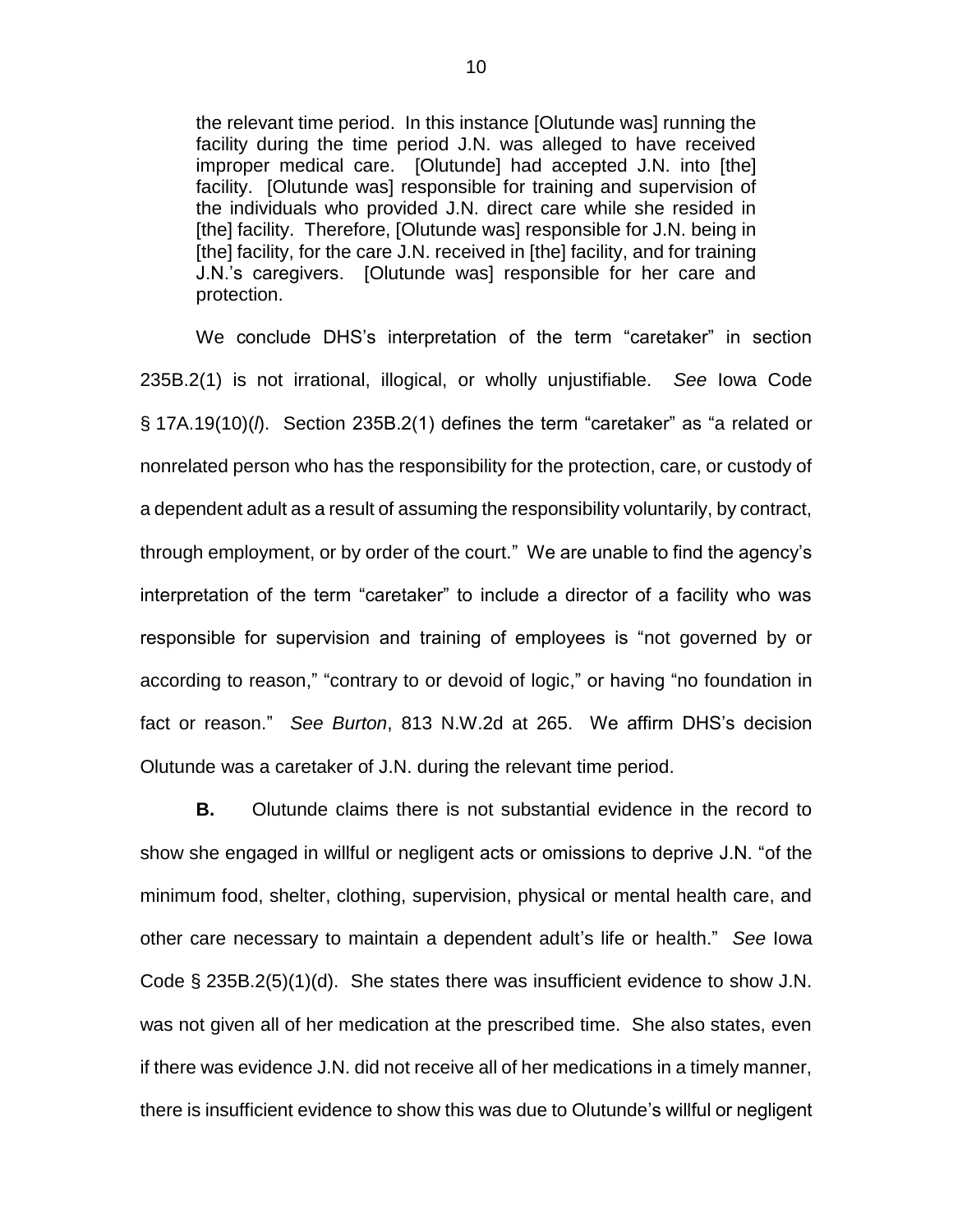> the relevant time period. In this instance [Olutunde was] running the facility during the time period J.N. was alleged to have received improper medical care. [Olutunde] had accepted J.N. into [the] facility. [Olutunde was] responsible for training and supervision of the individuals who provided J.N. direct care while she resided in [the] facility. Therefore, [Olutunde was] responsible for J.N. being in [the] facility, for the care J.N. received in [the] facility, and for training J.N.'s caregivers. [Olutunde was] responsible for her care and protection.

We conclude DHS's interpretation of the term "caretaker" in section 235B.2(1) is not irrational, illogical, or wholly unjustifiable. *See* Iowa Code § 17A.19(10)(*l*). Section 235B.2(1) defines the term "caretaker" as "a related or nonrelated person who has the responsibility for the protection, care, or custody of a dependent adult as a result of assuming the responsibility voluntarily, by contract, through employment, or by order of the court." We are unable to find the agency's interpretation of the term "caretaker" to include a director of a facility who was responsible for supervision and training of employees is "not governed by or according to reason," "contrary to or devoid of logic," or having "no foundation in fact or reason." *See Burton*, 813 N.W.2d at 265. We affirm DHS's decision Olutunde was a caretaker of J.N. during the relevant time period.

**B.** Olutunde claims there is not substantial evidence in the record to show she engaged in willful or negligent acts or omissions to deprive J.N. "of the minimum food, shelter, clothing, supervision, physical or mental health care, and other care necessary to maintain a dependent adult's life or health." *See* Iowa Code § 235B.2(5)(1)(d). She states there was insufficient evidence to show J.N. was not given all of her medication at the prescribed time. She also states, even if there was evidence J.N. did not receive all of her medications in a timely manner, there is insufficient evidence to show this was due to Olutunde's willful or negligent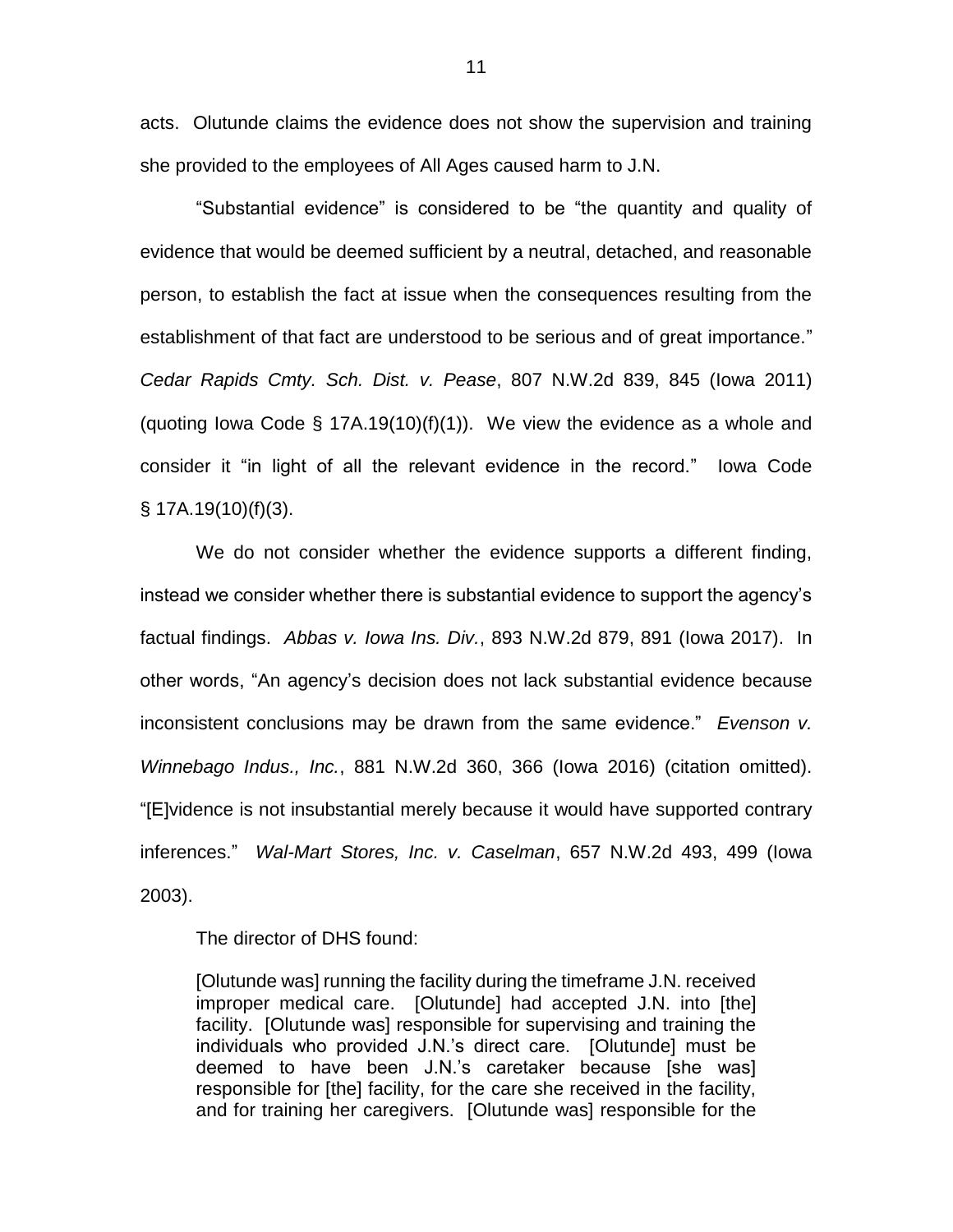acts. Olutunde claims the evidence does not show the supervision and training she provided to the employees of All Ages caused harm to J.N.

"Substantial evidence" is considered to be "the quantity and quality of evidence that would be deemed sufficient by a neutral, detached, and reasonable person, to establish the fact at issue when the consequences resulting from the establishment of that fact are understood to be serious and of great importance." *Cedar Rapids Cmty. Sch. Dist. v. Pease*, 807 N.W.2d 839, 845 (Iowa 2011) (quoting Iowa Code § 17A.19(10)(f)(1)). We view the evidence as a whole and consider it "in light of all the relevant evidence in the record." Iowa Code § 17A.19(10)(f)(3).

We do not consider whether the evidence supports a different finding, instead we consider whether there is substantial evidence to support the agency's factual findings. *Abbas v. Iowa Ins. Div.*, 893 N.W.2d 879, 891 (Iowa 2017). In other words, "An agency's decision does not lack substantial evidence because inconsistent conclusions may be drawn from the same evidence." *Evenson v. Winnebago Indus., Inc.*, 881 N.W.2d 360, 366 (Iowa 2016) (citation omitted). "[E]vidence is not insubstantial merely because it would have supported contrary inferences." *Wal-Mart Stores, Inc. v. Caselman*, 657 N.W.2d 493, 499 (Iowa 2003).

The director of DHS found:

> [Olutunde was] running the facility during the timeframe J.N. received improper medical care. [Olutunde] had accepted J.N. into [the] facility. [Olutunde was] responsible for supervising and training the individuals who provided J.N.'s direct care. [Olutunde] must be deemed to have been J.N.'s caretaker because [she was] responsible for [the] facility, for the care she received in the facility, and for training her caregivers. [Olutunde was] responsible for the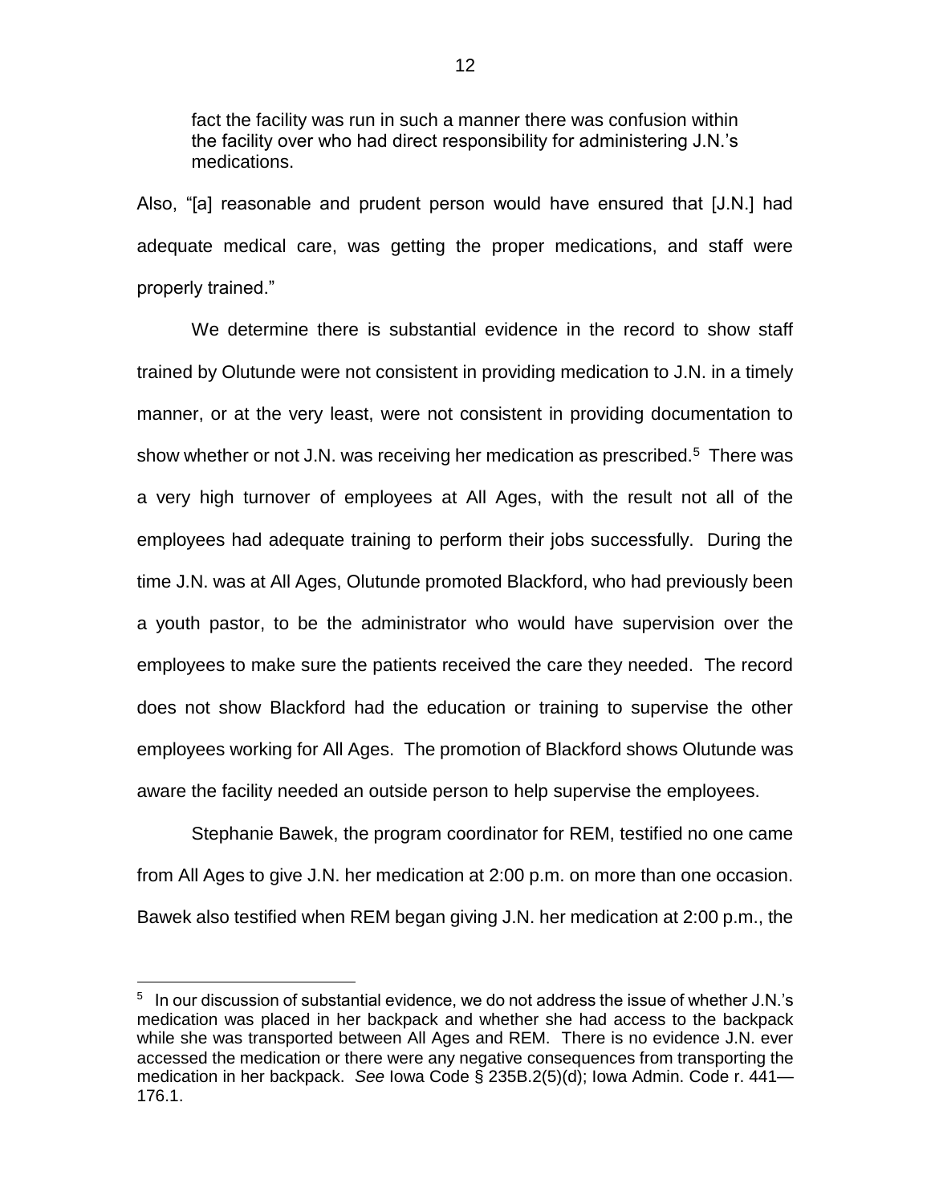> fact the facility was run in such a manner there was confusion within the facility over who had direct responsibility for administering J.N.'s medications.

Also, "[a] reasonable and prudent person would have ensured that [J.N.] had adequate medical care, was getting the proper medications, and staff were properly trained."

We determine there is substantial evidence in the record to show staff trained by Olutunde were not consistent in providing medication to J.N. in a timely manner, or at the very least, were not consistent in providing documentation to show whether or not J.N. was receiving her medication as prescribed.[5] There was a very high turnover of employees at All Ages, with the result not all of the employees had adequate training to perform their jobs successfully. During the time J.N. was at All Ages, Olutunde promoted Blackford, who had previously been a youth pastor, to be the administrator who would have supervision over the employees to make sure the patients received the care they needed. The record does not show Blackford had the education or training to supervise the other employees working for All Ages. The promotion of Blackford shows Olutunde was aware the facility needed an outside person to help supervise the employees.

Stephanie Bawek, the program coordinator for REM, testified no one came from All Ages to give J.N. her medication at 2:00 p.m. on more than one occasion. Bawek also testified when REM began giving J.N. her medication at 2:00 p.m., the

---

[5] In our discussion of substantial evidence, we do not address the issue of whether J.N.'s medication was placed in her backpack and whether she had access to the backpack while she was transported between All Ages and REM. There is no evidence J.N. ever accessed the medication or there were any negative consequences from transporting the medication in her backpack. *See* Iowa Code § 235B.2(5)(d); Iowa Admin. Code r. 441—176.1.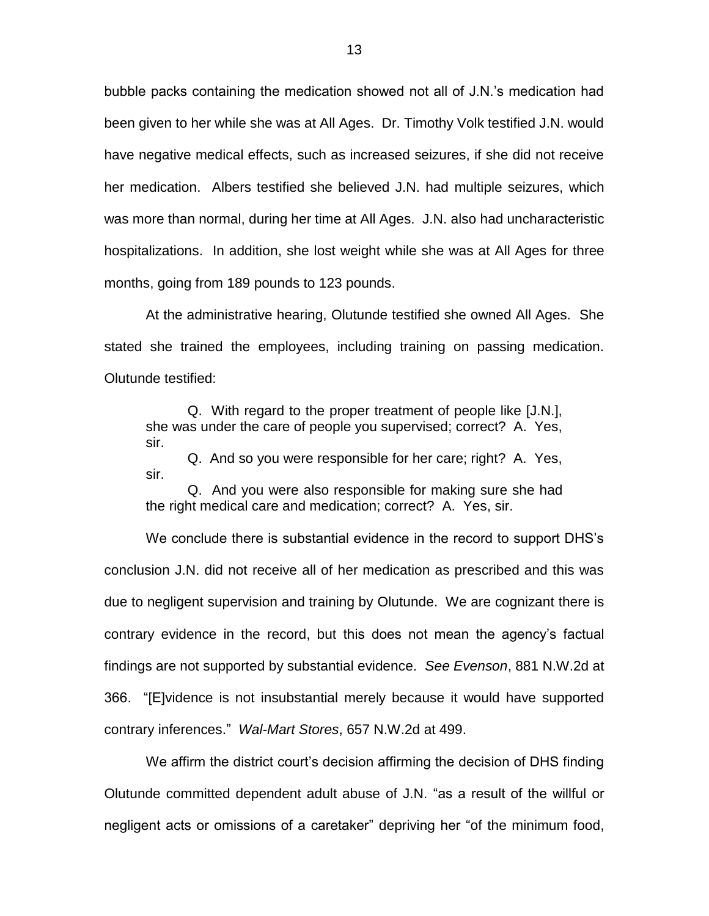bubble packs containing the medication showed not all of J.N.'s medication had been given to her while she was at All Ages. Dr. Timothy Volk testified J.N. would have negative medical effects, such as increased seizures, if she did not receive her medication. Albers testified she believed J.N. had multiple seizures, which was more than normal, during her time at All Ages. J.N. also had uncharacteristic hospitalizations. In addition, she lost weight while she was at All Ages for three months, going from 189 pounds to 123 pounds.

At the administrative hearing, Olutunde testified she owned All Ages. She stated she trained the employees, including training on passing medication. Olutunde testified:

> Q. With regard to the proper treatment of people like [J.N.], she was under the care of people you supervised; correct? A. Yes, sir.
>
> Q. And so you were responsible for her care; right? A. Yes, sir.
>
> Q. And you were also responsible for making sure she had the right medical care and medication; correct? A. Yes, sir.

We conclude there is substantial evidence in the record to support DHS's conclusion J.N. did not receive all of her medication as prescribed and this was due to negligent supervision and training by Olutunde. We are cognizant there is contrary evidence in the record, but this does not mean the agency's factual findings are not supported by substantial evidence. *See Evenson*, 881 N.W.2d at 366. "[E]vidence is not insubstantial merely because it would have supported contrary inferences." *Wal-Mart Stores*, 657 N.W.2d at 499.

We affirm the district court's decision affirming the decision of DHS finding Olutunde committed dependent adult abuse of J.N. "as a result of the willful or negligent acts or omissions of a caretaker" depriving her "of the minimum food,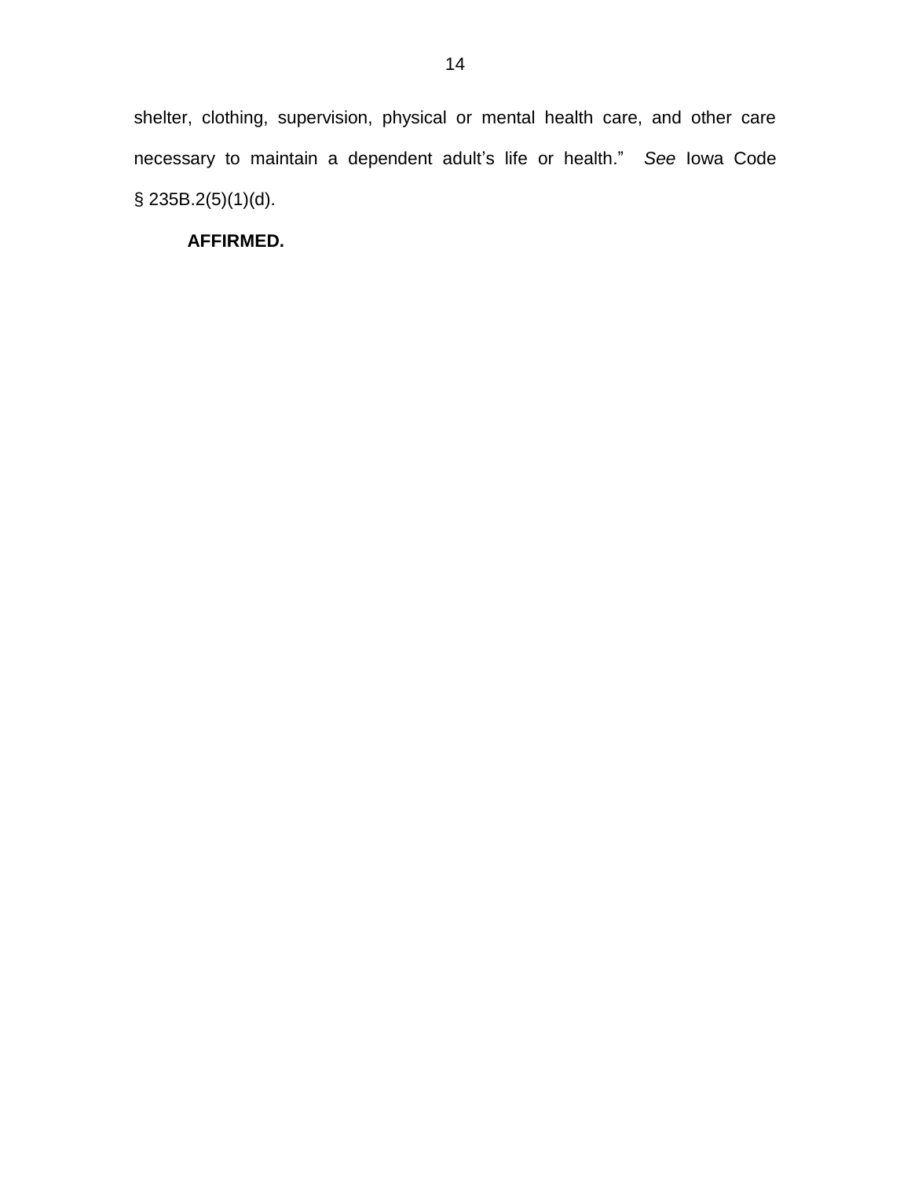shelter, clothing, supervision, physical or mental health care, and other care necessary to maintain a dependent adult's life or health." *See* Iowa Code § 235B.2(5)(1)(d).

**AFFIRMED.**